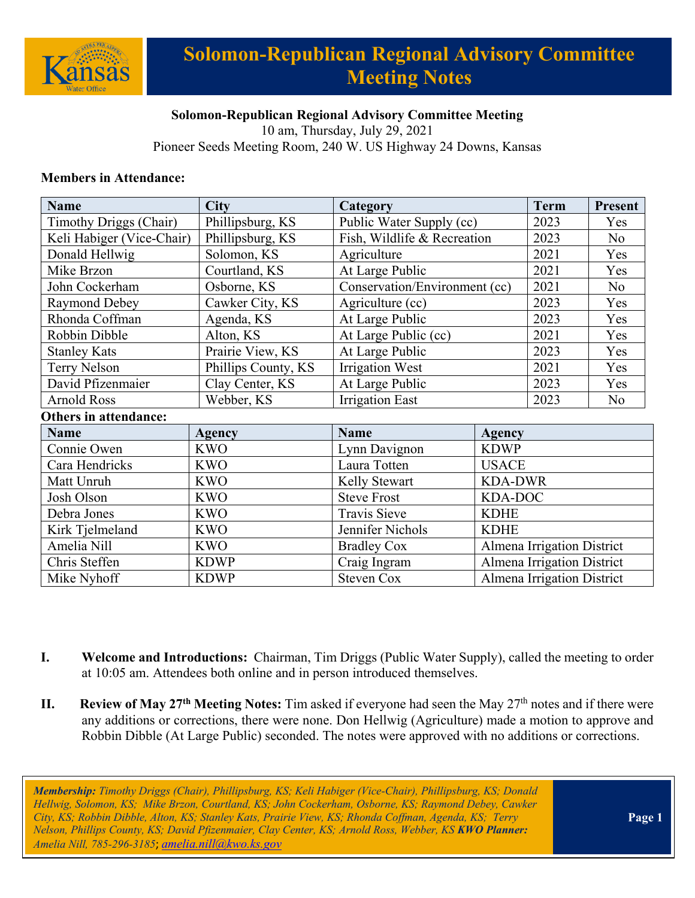# Solomon-Republican Regional Advisory Committee Meeting Notes

**Solomon-Republican Regional Advisory Committee Meeting**
10 am, Thursday, July 29, 2021
Pioneer Seeds Meeting Room, 240 W. US Highway 24 Downs, Kansas

**Members in Attendance:**

| Name | City | Category | Term | Present |
|---|---|---|---|---|
| Timothy Driggs (Chair) | Phillipsburg, KS | Public Water Supply (cc) | 2023 | Yes |
| Keli Habiger (Vice-Chair) | Phillipsburg, KS | Fish, Wildlife & Recreation | 2023 | No |
| Donald Hellwig | Solomon, KS | Agriculture | 2021 | Yes |
| Mike Brzon | Courtland, KS | At Large Public | 2021 | Yes |
| John Cockerham | Osborne, KS | Conservation/Environment (cc) | 2021 | No |
| Raymond Debey | Cawker City, KS | Agriculture (cc) | 2023 | Yes |
| Rhonda Coffman | Agenda, KS | At Large Public | 2023 | Yes |
| Robbin Dibble | Alton, KS | At Large Public (cc) | 2021 | Yes |
| Stanley Kats | Prairie View, KS | At Large Public | 2023 | Yes |
| Terry Nelson | Phillips County, KS | Irrigation West | 2021 | Yes |
| David Pfizenmaier | Clay Center, KS | At Large Public | 2023 | Yes |
| Arnold Ross | Webber, KS | Irrigation East | 2023 | No |

**Others in attendance:**

| Name | Agency | Name | Agency |
|---|---|---|---|
| Connie Owen | KWO | Lynn Davignon | KDWP |
| Cara Hendricks | KWO | Laura Totten | USACE |
| Matt Unruh | KWO | Kelly Stewart | KDA-DWR |
| Josh Olson | KWO | Steve Frost | KDA-DOC |
| Debra Jones | KWO | Travis Sieve | KDHE |
| Kirk Tjelmeland | KWO | Jennifer Nichols | KDHE |
| Amelia Nill | KWO | Bradley Cox | Almena Irrigation District |
| Chris Steffen | KDWP | Craig Ingram | Almena Irrigation District |
| Mike Nyhoff | KDWP | Steven Cox | Almena Irrigation District |

I. **Welcome and Introductions:** Chairman, Tim Driggs (Public Water Supply), called the meeting to order at 10:05 am. Attendees both online and in person introduced themselves.

II. **Review of May 27th Meeting Notes:** Tim asked if everyone had seen the May 27th notes and if there were any additions or corrections, there were none. Don Hellwig (Agriculture) made a motion to approve and Robbin Dibble (At Large Public) seconded. The notes were approved with no additions or corrections.

*Membership: Timothy Driggs (Chair), Phillipsburg, KS; Keli Habiger (Vice-Chair), Phillipsburg, KS; Donald Hellwig, Solomon, KS; Mike Brzon, Courtland, KS; John Cockerham, Osborne, KS; Raymond Debey, Cawker City, KS; Robbin Dibble, Alton, KS; Stanley Kats, Prairie View, KS; Rhonda Coffman, Agenda, KS; Terry Nelson, Phillips County, KS; David Pfizenmaier, Clay Center, KS; Arnold Ross, Webber, KS* ***KWO Planner:*** *Amelia Nill, 785-296-3185;* *amelia.nill@kwo.ks.gov*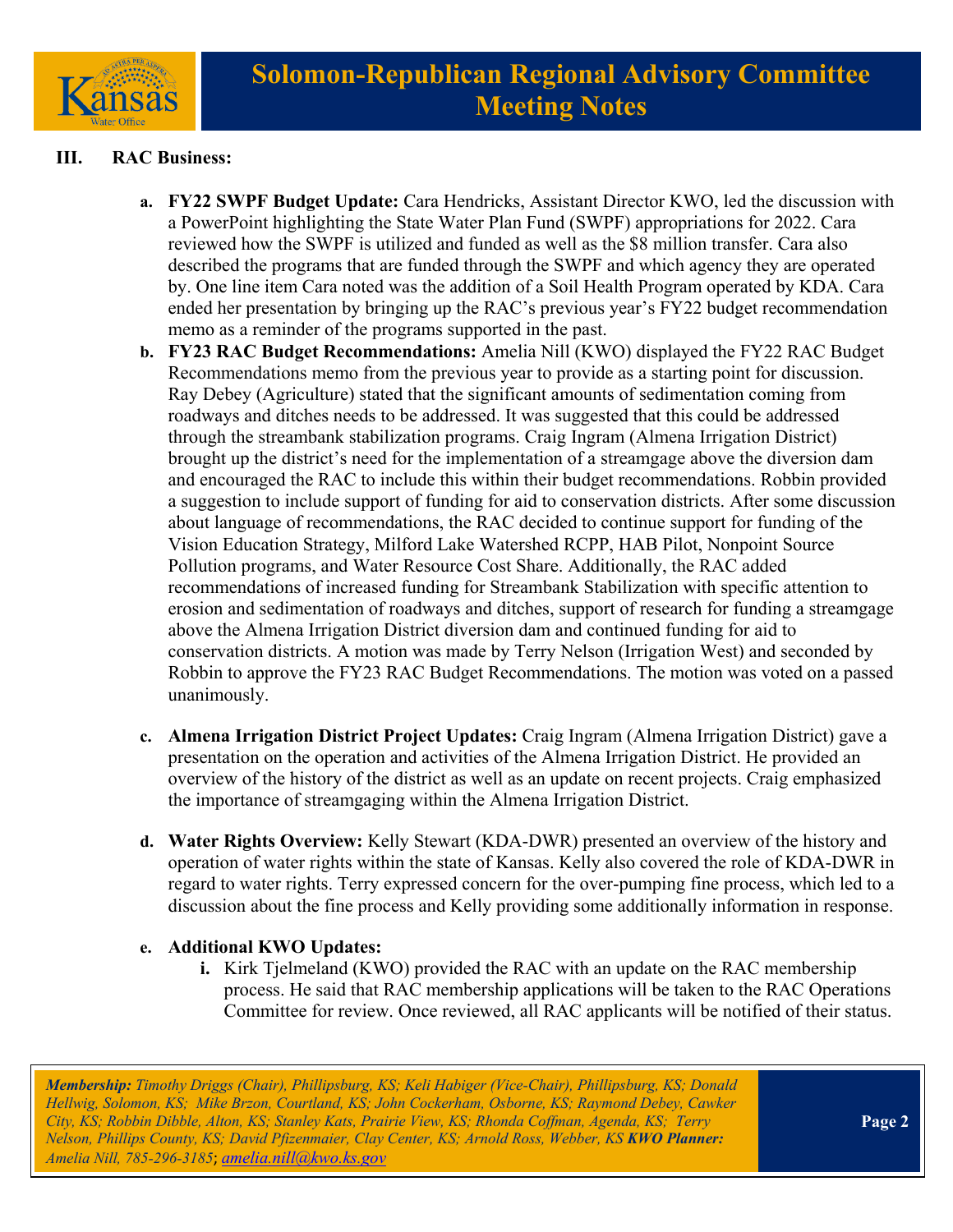## III. RAC Business:

a. **FY22 SWPF Budget Update:** Cara Hendricks, Assistant Director KWO, led the discussion with a PowerPoint highlighting the State Water Plan Fund (SWPF) appropriations for 2022. Cara reviewed how the SWPF is utilized and funded as well as the $8 million transfer. Cara also described the programs that are funded through the SWPF and which agency they are operated by. One line item Cara noted was the addition of a Soil Health Program operated by KDA. Cara ended her presentation by bringing up the RAC's previous year's FY22 budget recommendation memo as a reminder of the programs supported in the past.

b. **FY23 RAC Budget Recommendations:** Amelia Nill (KWO) displayed the FY22 RAC Budget Recommendations memo from the previous year to provide as a starting point for discussion. Ray Debey (Agriculture) stated that the significant amounts of sedimentation coming from roadways and ditches needs to be addressed. It was suggested that this could be addressed through the streambank stabilization programs. Craig Ingram (Almena Irrigation District) brought up the district's need for the implementation of a streamgage above the diversion dam and encouraged the RAC to include this within their budget recommendations. Robbin provided a suggestion to include support of funding for aid to conservation districts. After some discussion about language of recommendations, the RAC decided to continue support for funding of the Vision Education Strategy, Milford Lake Watershed RCPP, HAB Pilot, Nonpoint Source Pollution programs, and Water Resource Cost Share. Additionally, the RAC added recommendations of increased funding for Streambank Stabilization with specific attention to erosion and sedimentation of roadways and ditches, support of research for funding a streamgage above the Almena Irrigation District diversion dam and continued funding for aid to conservation districts. A motion was made by Terry Nelson (Irrigation West) and seconded by Robbin to approve the FY23 RAC Budget Recommendations. The motion was voted on a passed unanimously.

c. **Almena Irrigation District Project Updates:** Craig Ingram (Almena Irrigation District) gave a presentation on the operation and activities of the Almena Irrigation District. He provided an overview of the history of the district as well as an update on recent projects. Craig emphasized the importance of streamgaging within the Almena Irrigation District.

d. **Water Rights Overview:** Kelly Stewart (KDA-DWR) presented an overview of the history and operation of water rights within the state of Kansas. Kelly also covered the role of KDA-DWR in regard to water rights. Terry expressed concern for the over-pumping fine process, which led to a discussion about the fine process and Kelly providing some additionally information in response.

e. **Additional KWO Updates:**

   i. Kirk Tjelmeland (KWO) provided the RAC with an update on the RAC membership process. He said that RAC membership applications will be taken to the RAC Operations Committee for review. Once reviewed, all RAC applicants will be notified of their status.

***Membership:** Timothy Driggs (Chair), Phillipsburg, KS; Keli Habiger (Vice-Chair), Phillipsburg, KS; Donald Hellwig, Solomon, KS; Mike Brzon, Courtland, KS; John Cockerham, Osborne, KS; Raymond Debey, Cawker City, KS; Robbin Dibble, Alton, KS; Stanley Kats, Prairie View, KS; Rhonda Coffman, Agenda, KS; Terry Nelson, Phillips County, KS; David Pfizenmaier, Clay Center, KS; Arnold Ross, Webber, KS **KWO Planner:** Amelia Nill, 785-296-3185; amelia.nill@kwo.ks.gov*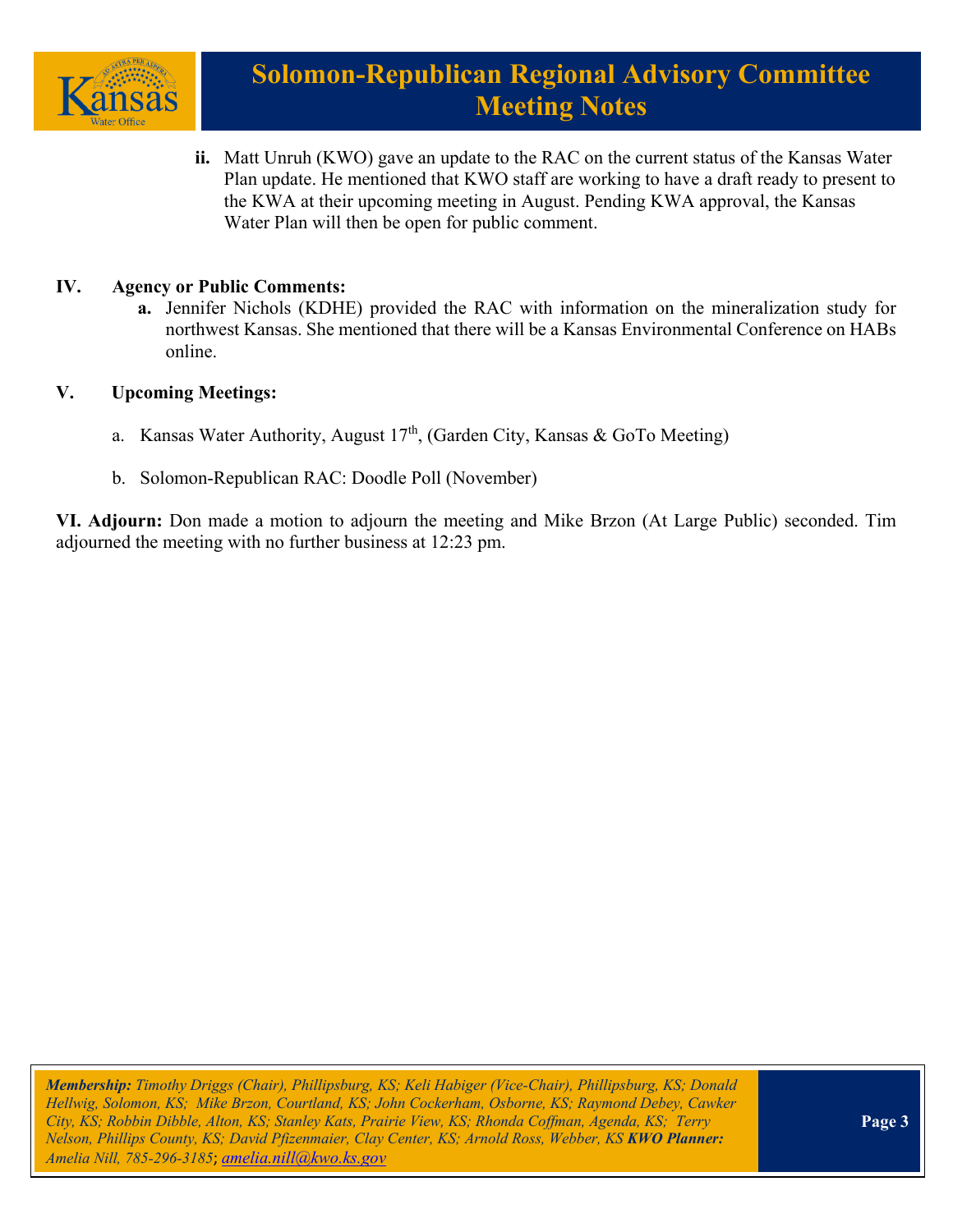ii. Matt Unruh (KWO) gave an update to the RAC on the current status of the Kansas Water Plan update. He mentioned that KWO staff are working to have a draft ready to present to the KWA at their upcoming meeting in August. Pending KWA approval, the Kansas Water Plan will then be open for public comment.

**IV. Agency or Public Comments:**

- **a.** Jennifer Nichols (KDHE) provided the RAC with information on the mineralization study for northwest Kansas. She mentioned that there will be a Kansas Environmental Conference on HABs online.

**V. Upcoming Meetings:**

- a. Kansas Water Authority, August 17th, (Garden City, Kansas & GoTo Meeting)
- b. Solomon-Republican RAC: Doodle Poll (November)

**VI. Adjourn:** Don made a motion to adjourn the meeting and Mike Brzon (At Large Public) seconded. Tim adjourned the meeting with no further business at 12:23 pm.

***Membership:** Timothy Driggs (Chair), Phillipsburg, KS; Keli Habiger (Vice-Chair), Phillipsburg, KS; Donald Hellwig, Solomon, KS; Mike Brzon, Courtland, KS; John Cockerham, Osborne, KS; Raymond Debey, Cawker City, KS; Robbin Dibble, Alton, KS; Stanley Kats, Prairie View, KS; Rhonda Coffman, Agenda, KS; Terry Nelson, Phillips County, KS; David Pfizenmaier, Clay Center, KS; Arnold Ross, Webber, KS **KWO Planner:** Amelia Nill, 785-296-3185*; *amelia.nill@kwo.ks.gov*